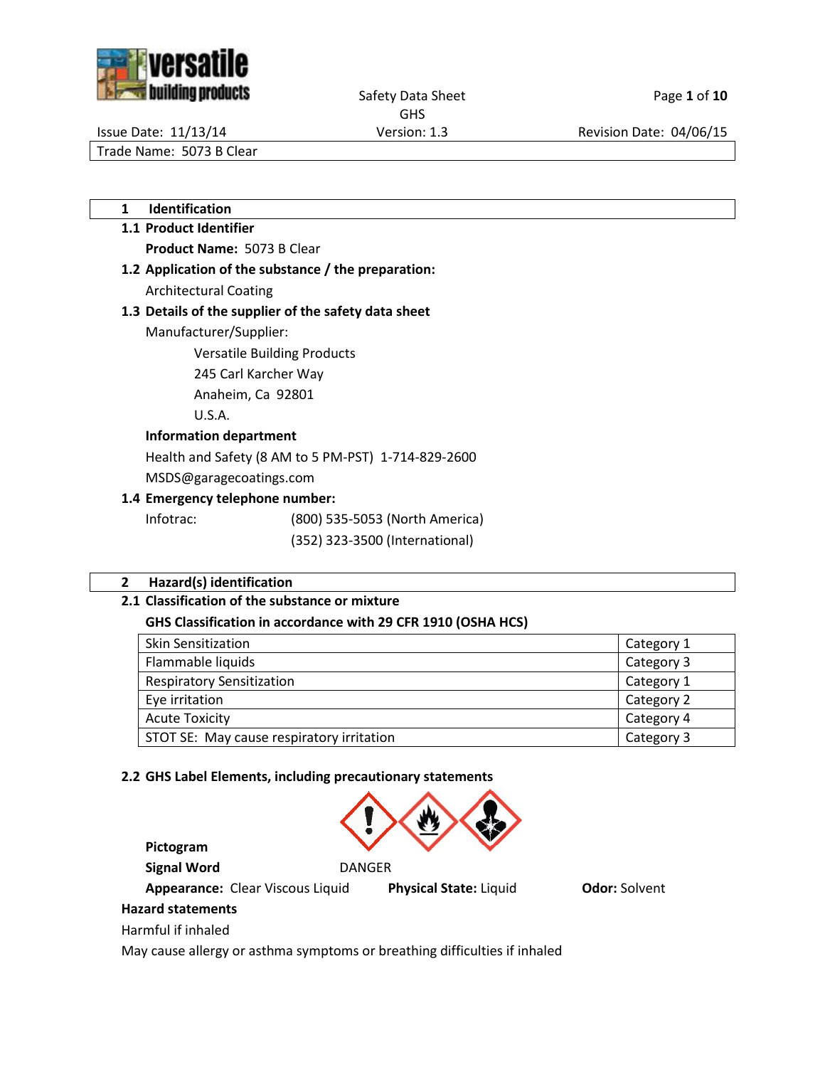Safety Data Sheet
GHS

Issue Date: 11/13/14 | Version: 1.3 | Revision Date: 04/06/15

Trade Name: 5073 B Clear

## 1 Identification

### 1.1 Product Identifier

**Product Name:** 5073 B Clear

### 1.2 Application of the substance / the preparation:

Architectural Coating

### 1.3 Details of the supplier of the safety data sheet

Manufacturer/Supplier:

Versatile Building Products
245 Carl Karcher Way
Anaheim, Ca 92801
U.S.A.

**Information department**

Health and Safety (8 AM to 5 PM-PST) 1-714-829-2600
MSDS@garagecoatings.com

### 1.4 Emergency telephone number:

Infotrac: (800) 535-5053 (North America)
(352) 323-3500 (International)

## 2 Hazard(s) identification

### 2.1 Classification of the substance or mixture

**GHS Classification in accordance with 29 CFR 1910 (OSHA HCS)**

| Hazard | Category |
|---|---|
| Skin Sensitization | Category 1 |
| Flammable liquids | Category 3 |
| Respiratory Sensitization | Category 1 |
| Eye irritation | Category 2 |
| Acute Toxicity | Category 4 |
| STOT SE: May cause respiratory irritation | Category 3 |

### 2.2 GHS Label Elements, including precautionary statements

**Pictogram**

**Signal Word** DANGER

**Appearance:** Clear Viscous Liquid **Physical State:** Liquid **Odor:** Solvent

**Hazard statements**

Harmful if inhaled

May cause allergy or asthma symptoms or breathing difficulties if inhaled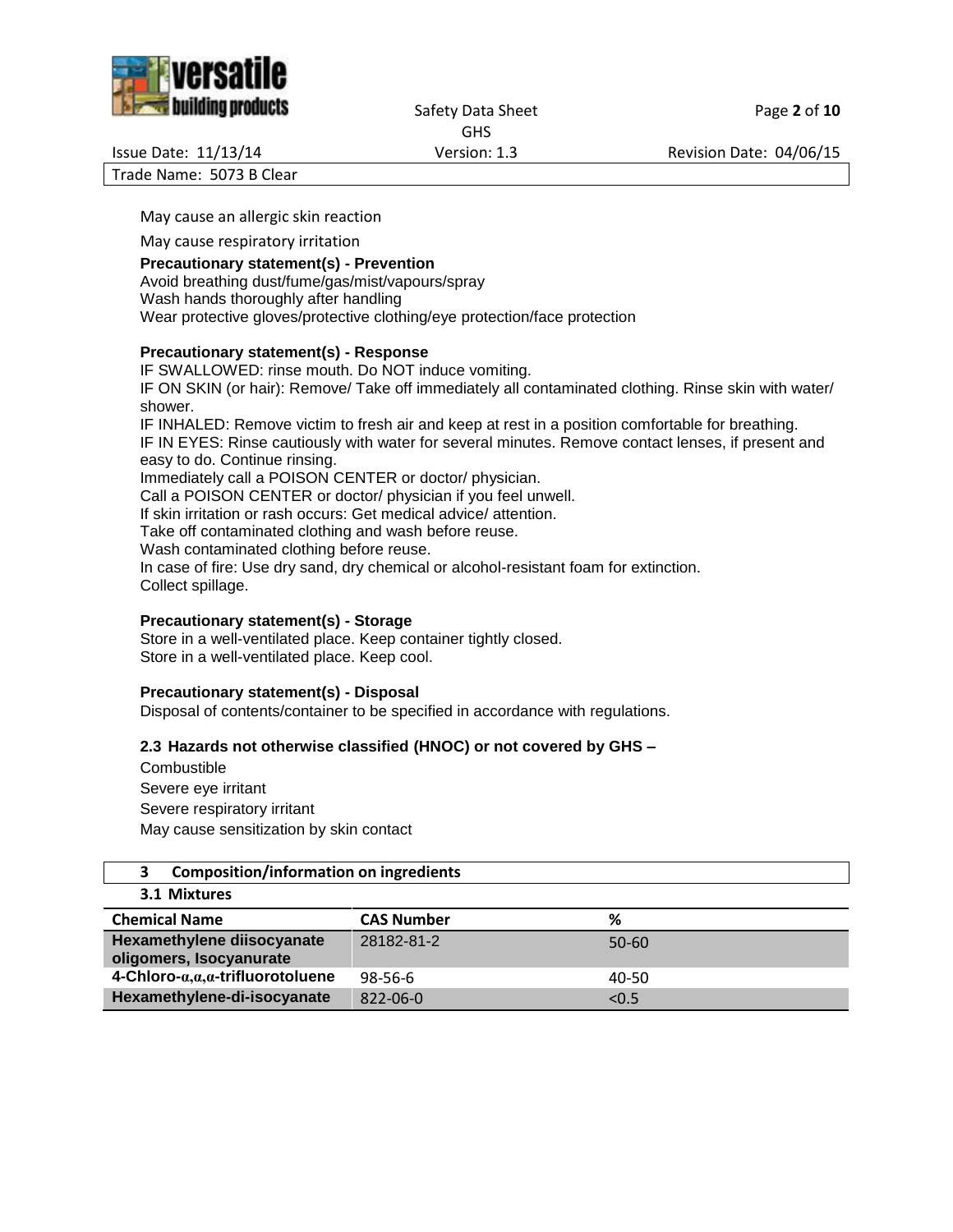May cause an allergic skin reaction

May cause respiratory irritation

**Precautionary statement(s) - Prevention**

Avoid breathing dust/fume/gas/mist/vapours/spray
Wash hands thoroughly after handling
Wear protective gloves/protective clothing/eye protection/face protection

**Precautionary statement(s) - Response**

IF SWALLOWED: rinse mouth. Do NOT induce vomiting.
IF ON SKIN (or hair): Remove/ Take off immediately all contaminated clothing. Rinse skin with water/ shower.
IF INHALED: Remove victim to fresh air and keep at rest in a position comfortable for breathing.
IF IN EYES: Rinse cautiously with water for several minutes. Remove contact lenses, if present and easy to do. Continue rinsing.
Immediately call a POISON CENTER or doctor/ physician.
Call a POISON CENTER or doctor/ physician if you feel unwell.
If skin irritation or rash occurs: Get medical advice/ attention.
Take off contaminated clothing and wash before reuse.
Wash contaminated clothing before reuse.
In case of fire: Use dry sand, dry chemical or alcohol-resistant foam for extinction.
Collect spillage.

**Precautionary statement(s) - Storage**

Store in a well-ventilated place. Keep container tightly closed.
Store in a well-ventilated place. Keep cool.

**Precautionary statement(s) - Disposal**

Disposal of contents/container to be specified in accordance with regulations.

### 2.3 Hazards not otherwise classified (HNOC) or not covered by GHS –

Combustible

Severe eye irritant

Severe respiratory irritant

May cause sensitization by skin contact

## 3 Composition/information on ingredients

### 3.1 Mixtures

| Chemical Name | CAS Number | % |
|---|---|---|
| Hexamethylene diisocyanate oligomers, Isocyanurate | 28182-81-2 | 50-60 |
| 4-Chloro-α,α,α-trifluorotoluene | 98-56-6 | 40-50 |
| Hexamethylene-di-isocyanate | 822-06-0 | <0.5 |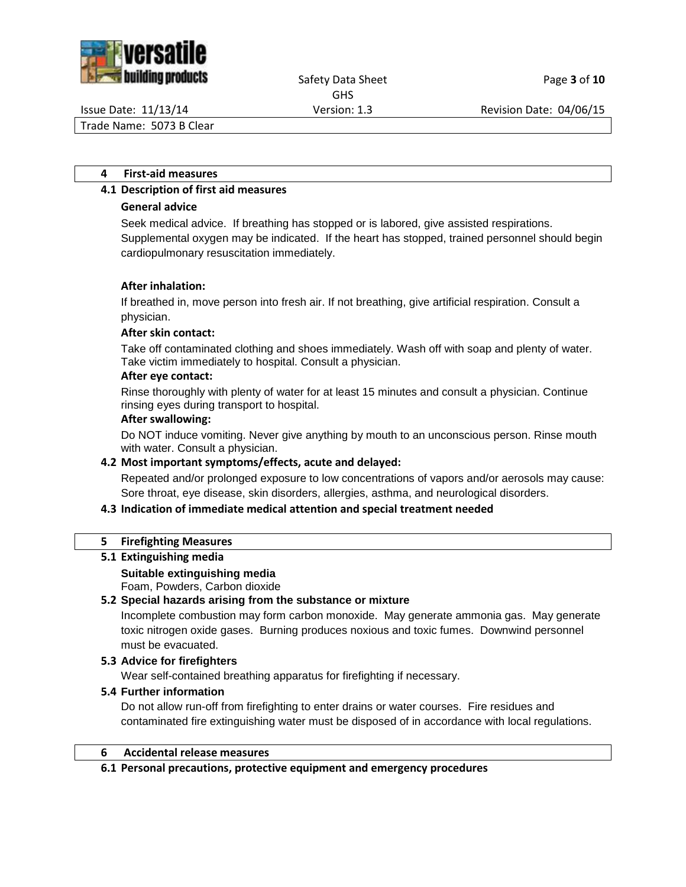## 4 First-aid measures

### 4.1 Description of first aid measures

**General advice**

Seek medical advice. If breathing has stopped or is labored, give assisted respirations. Supplemental oxygen may be indicated. If the heart has stopped, trained personnel should begin cardiopulmonary resuscitation immediately.

**After inhalation:**

If breathed in, move person into fresh air. If not breathing, give artificial respiration. Consult a physician.

**After skin contact:**

Take off contaminated clothing and shoes immediately. Wash off with soap and plenty of water. Take victim immediately to hospital. Consult a physician.

**After eye contact:**

Rinse thoroughly with plenty of water for at least 15 minutes and consult a physician. Continue rinsing eyes during transport to hospital.

**After swallowing:**

Do NOT induce vomiting. Never give anything by mouth to an unconscious person. Rinse mouth with water. Consult a physician.

### 4.2 Most important symptoms/effects, acute and delayed:

Repeated and/or prolonged exposure to low concentrations of vapors and/or aerosols may cause: Sore throat, eye disease, skin disorders, allergies, asthma, and neurological disorders.

### 4.3 Indication of immediate medical attention and special treatment needed

## 5 Firefighting Measures

### 5.1 Extinguishing media

**Suitable extinguishing media**

Foam, Powders, Carbon dioxide

### 5.2 Special hazards arising from the substance or mixture

Incomplete combustion may form carbon monoxide. May generate ammonia gas. May generate toxic nitrogen oxide gases. Burning produces noxious and toxic fumes. Downwind personnel must be evacuated.

### 5.3 Advice for firefighters

Wear self-contained breathing apparatus for firefighting if necessary.

### 5.4 Further information

Do not allow run-off from firefighting to enter drains or water courses. Fire residues and contaminated fire extinguishing water must be disposed of in accordance with local regulations.

## 6 Accidental release measures

### 6.1 Personal precautions, protective equipment and emergency procedures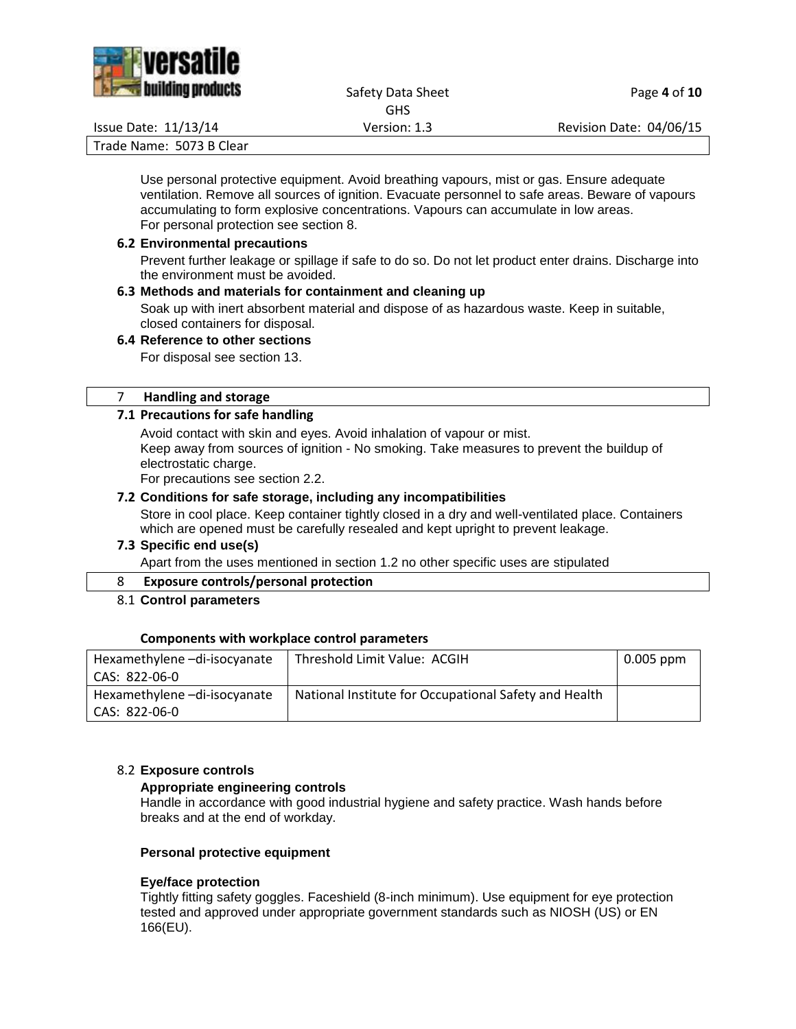Use personal protective equipment. Avoid breathing vapours, mist or gas. Ensure adequate ventilation. Remove all sources of ignition. Evacuate personnel to safe areas. Beware of vapours accumulating to form explosive concentrations. Vapours can accumulate in low areas.
For personal protection see section 8.

### 6.2 Environmental precautions

Prevent further leakage or spillage if safe to do so. Do not let product enter drains. Discharge into the environment must be avoided.

### 6.3 Methods and materials for containment and cleaning up

Soak up with inert absorbent material and dispose of as hazardous waste. Keep in suitable, closed containers for disposal.

### 6.4 Reference to other sections

For disposal see section 13.

## 7 Handling and storage

### 7.1 Precautions for safe handling

Avoid contact with skin and eyes. Avoid inhalation of vapour or mist.
Keep away from sources of ignition - No smoking. Take measures to prevent the buildup of electrostatic charge.
For precautions see section 2.2.

### 7.2 Conditions for safe storage, including any incompatibilities

Store in cool place. Keep container tightly closed in a dry and well-ventilated place. Containers which are opened must be carefully resealed and kept upright to prevent leakage.

### 7.3 Specific end use(s)

Apart from the uses mentioned in section 1.2 no other specific uses are stipulated

## 8 Exposure controls/personal protection

### 8.1 Control parameters

**Components with workplace control parameters**

| Component | Parameter | Value |
|---|---|---|
| Hexamethylene –di-isocyanate CAS: 822-06-0 | Threshold Limit Value: ACGIH | 0.005 ppm |
| Hexamethylene –di-isocyanate CAS: 822-06-0 | National Institute for Occupational Safety and Health | |

### 8.2 Exposure controls

**Appropriate engineering controls**

Handle in accordance with good industrial hygiene and safety practice. Wash hands before breaks and at the end of workday.

**Personal protective equipment**

**Eye/face protection**

Tightly fitting safety goggles. Faceshield (8-inch minimum). Use equipment for eye protection tested and approved under appropriate government standards such as NIOSH (US) or EN 166(EU).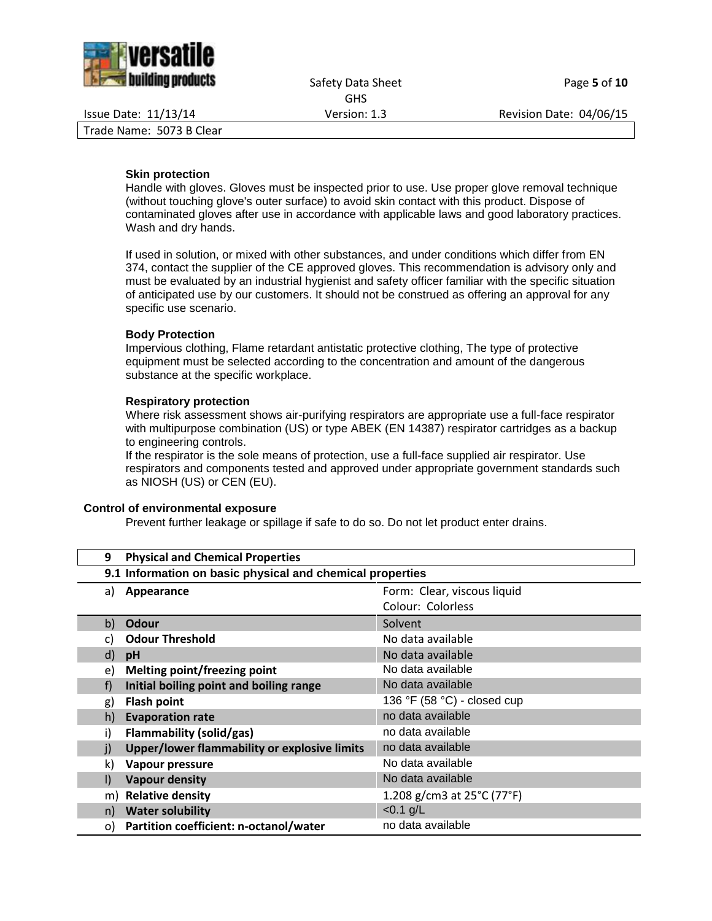**Skin protection**

Handle with gloves. Gloves must be inspected prior to use. Use proper glove removal technique (without touching glove's outer surface) to avoid skin contact with this product. Dispose of contaminated gloves after use in accordance with applicable laws and good laboratory practices. Wash and dry hands.

If used in solution, or mixed with other substances, and under conditions which differ from EN 374, contact the supplier of the CE approved gloves. This recommendation is advisory only and must be evaluated by an industrial hygienist and safety officer familiar with the specific situation of anticipated use by our customers. It should not be construed as offering an approval for any specific use scenario.

**Body Protection**

Impervious clothing, Flame retardant antistatic protective clothing, The type of protective equipment must be selected according to the concentration and amount of the dangerous substance at the specific workplace.

**Respiratory protection**

Where risk assessment shows air-purifying respirators are appropriate use a full-face respirator with multipurpose combination (US) or type ABEK (EN 14387) respirator cartridges as a backup to engineering controls.

If the respirator is the sole means of protection, use a full-face supplied air respirator. Use respirators and components tested and approved under appropriate government standards such as NIOSH (US) or CEN (EU).

**Control of environmental exposure**

Prevent further leakage or spillage if safe to do so. Do not let product enter drains.

## 9 Physical and Chemical Properties

### 9.1 Information on basic physical and chemical properties

| | Property | Value |
|---|---|---|
| a) | **Appearance** | Form: Clear, viscous liquid<br>Colour: Colorless |
| b) | **Odour** | Solvent |
| c) | **Odour Threshold** | No data available |
| d) | **pH** | No data available |
| e) | **Melting point/freezing point** | No data available |
| f) | **Initial boiling point and boiling range** | No data available |
| g) | **Flash point** | 136 °F (58 °C) - closed cup |
| h) | **Evaporation rate** | no data available |
| i) | **Flammability (solid/gas)** | no data available |
| j) | **Upper/lower flammability or explosive limits** | no data available |
| k) | **Vapour pressure** | No data available |
| l) | **Vapour density** | No data available |
| m) | **Relative density** | 1.208 g/cm3 at 25°C (77°F) |
| n) | **Water solubility** | <0.1 g/L |
| o) | **Partition coefficient: n-octanol/water** | no data available |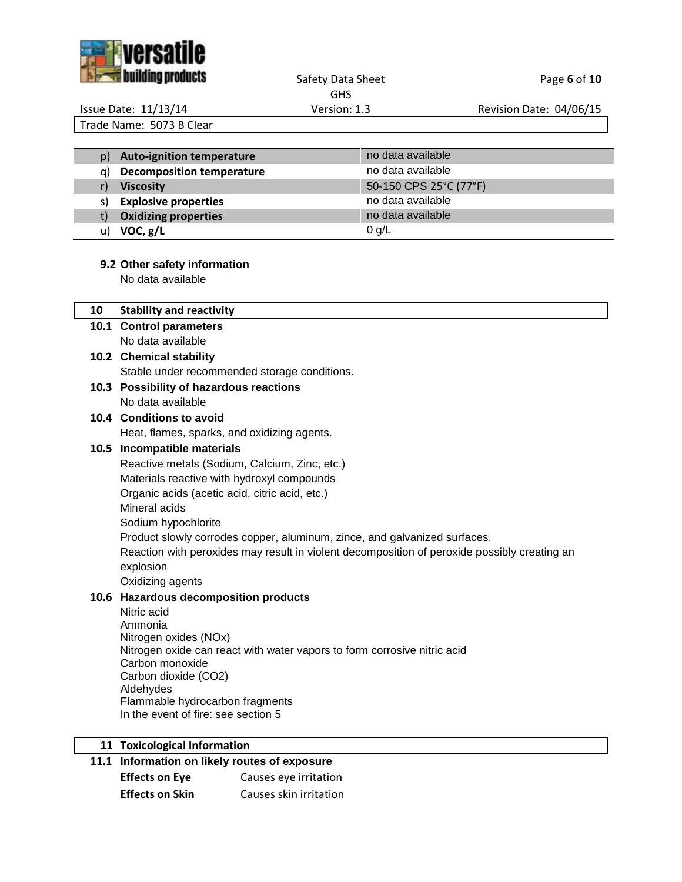| | | |
|---|---|---|
| p) | **Auto-ignition temperature** | no data available |
| q) | **Decomposition temperature** | no data available |
| r) | **Viscosity** | 50-150 CPS 25°C (77°F) |
| s) | **Explosive properties** | no data available |
| t) | **Oxidizing properties** | no data available |
| u) | **VOC, g/L** | 0 g/L |

**9.2 Other safety information**

No data available

## 10 Stability and reactivity

**10.1 Control parameters**

No data available

**10.2 Chemical stability**

Stable under recommended storage conditions.

**10.3 Possibility of hazardous reactions**

No data available

**10.4 Conditions to avoid**

Heat, flames, sparks, and oxidizing agents.

**10.5 Incompatible materials**

Reactive metals (Sodium, Calcium, Zinc, etc.)
Materials reactive with hydroxyl compounds
Organic acids (acetic acid, citric acid, etc.)
Mineral acids
Sodium hypochlorite
Product slowly corrodes copper, aluminum, zince, and galvanized surfaces.
Reaction with peroxides may result in violent decomposition of peroxide possibly creating an explosion
Oxidizing agents

**10.6 Hazardous decomposition products**

Nitric acid
Ammonia
Nitrogen oxides (NOx)
Nitrogen oxide can react with water vapors to form corrosive nitric acid
Carbon monoxide
Carbon dioxide ($CO_2$)
Aldehydes
Flammable hydrocarbon fragments
In the event of fire: see section 5

## 11 Toxicological Information

**11.1 Information on likely routes of exposure**

**Effects on Eye** Causes eye irritation

**Effects on Skin** Causes skin irritation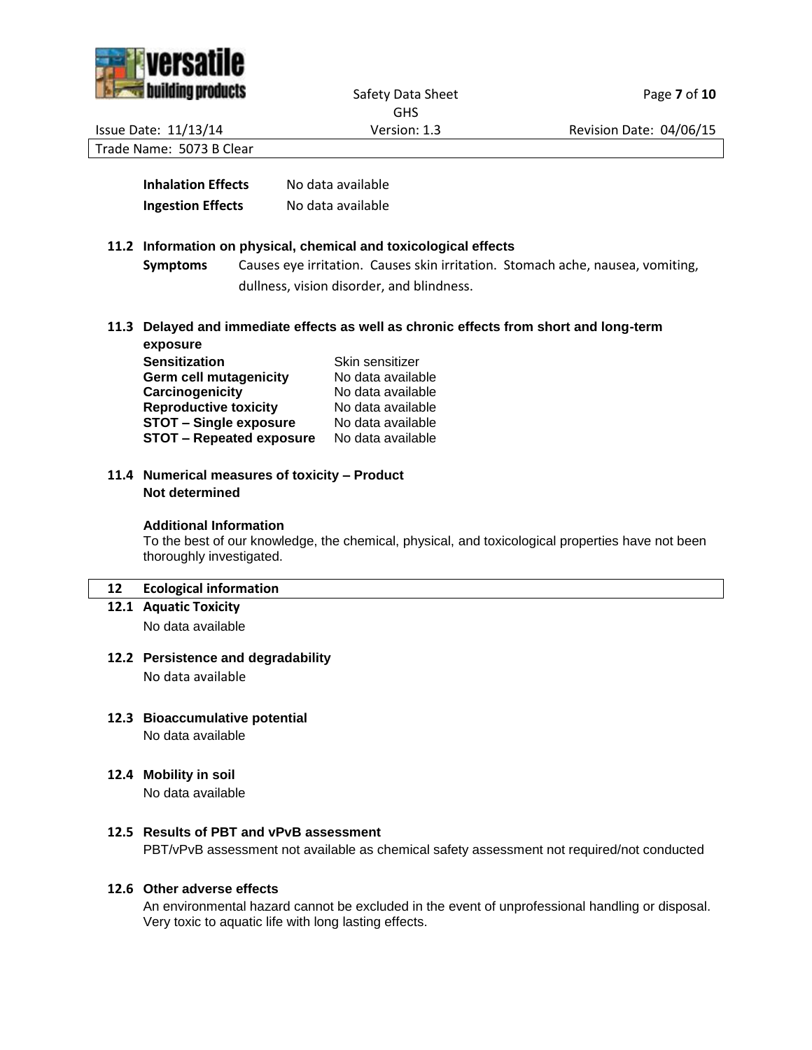| | |
|---|---|
| **Inhalation Effects** | No data available |
| **Ingestion Effects** | No data available |

### 11.2 Information on physical, chemical and toxicological effects

**Symptoms** Causes eye irritation. Causes skin irritation. Stomach ache, nausea, vomiting, dullness, vision disorder, and blindness.

### 11.3 Delayed and immediate effects as well as chronic effects from short and long-term exposure

| | |
|---|---|
| **Sensitization** | Skin sensitizer |
| **Germ cell mutagenicity** | No data available |
| **Carcinogenicity** | No data available |
| **Reproductive toxicity** | No data available |
| **STOT – Single exposure** | No data available |
| **STOT – Repeated exposure** | No data available |

### 11.4 Numerical measures of toxicity – Product

**Not determined**

**Additional Information**

To the best of our knowledge, the chemical, physical, and toxicological properties have not been thoroughly investigated.

## 12 Ecological information

### 12.1 Aquatic Toxicity

No data available

### 12.2 Persistence and degradability

No data available

### 12.3 Bioaccumulative potential

No data available

### 12.4 Mobility in soil

No data available

### 12.5 Results of PBT and vPvB assessment

PBT/vPvB assessment not available as chemical safety assessment not required/not conducted

### 12.6 Other adverse effects

An environmental hazard cannot be excluded in the event of unprofessional handling or disposal. Very toxic to aquatic life with long lasting effects.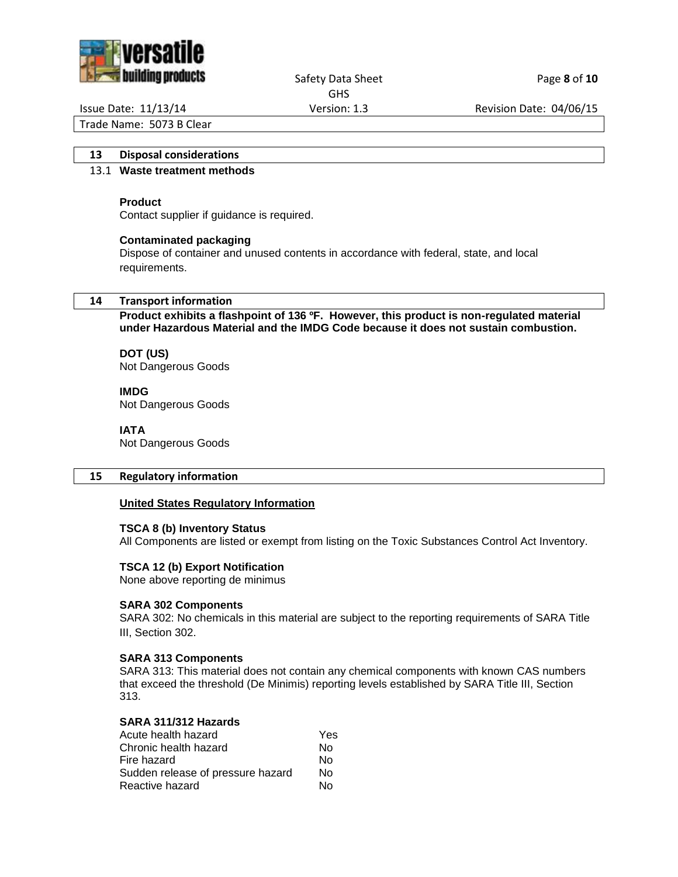## 13 Disposal considerations

### 13.1 Waste treatment methods

**Product**

Contact supplier if guidance is required.

**Contaminated packaging**

Dispose of container and unused contents in accordance with federal, state, and local requirements.

## 14 Transport information

**Product exhibits a flashpoint of 136 ºF. However, this product is non-regulated material under Hazardous Material and the IMDG Code because it does not sustain combustion.**

**DOT (US)**

Not Dangerous Goods

**IMDG**

Not Dangerous Goods

**IATA**

Not Dangerous Goods

## 15 Regulatory information

**United States Regulatory Information**

**TSCA 8 (b) Inventory Status**

All Components are listed or exempt from listing on the Toxic Substances Control Act Inventory.

**TSCA 12 (b) Export Notification**

None above reporting de minimus

**SARA 302 Components**

SARA 302: No chemicals in this material are subject to the reporting requirements of SARA Title III, Section 302.

**SARA 313 Components**

SARA 313: This material does not contain any chemical components with known CAS numbers that exceed the threshold (De Minimis) reporting levels established by SARA Title III, Section 313.

**SARA 311/312 Hazards**

| | |
|---|---|
| Acute health hazard | Yes |
| Chronic health hazard | No |
| Fire hazard | No |
| Sudden release of pressure hazard | No |
| Reactive hazard | No |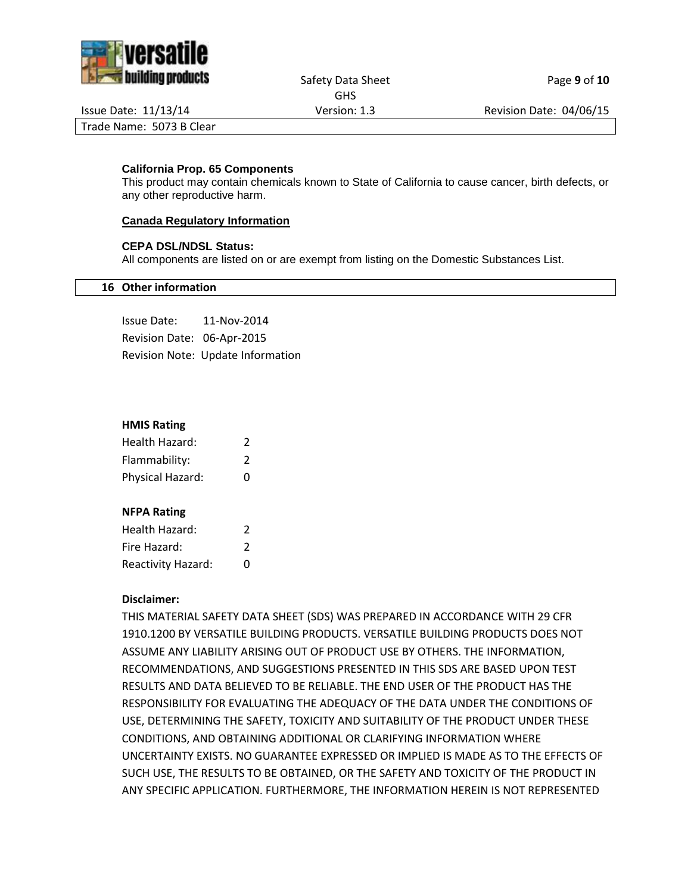**California Prop. 65 Components**

This product may contain chemicals known to State of California to cause cancer, birth defects, or any other reproductive harm.

**Canada Regulatory Information**

**CEPA DSL/NDSL Status:**

All components are listed on or are exempt from listing on the Domestic Substances List.

## 16 Other information

Issue Date: 11-Nov-2014
Revision Date: 06-Apr-2015
Revision Note: Update Information

**HMIS Rating**

| | |
|---|---|
| Health Hazard: | 2 |
| Flammability: | 2 |
| Physical Hazard: | 0 |

**NFPA Rating**

| | |
|---|---|
| Health Hazard: | 2 |
| Fire Hazard: | 2 |
| Reactivity Hazard: | 0 |

**Disclaimer:**

THIS MATERIAL SAFETY DATA SHEET (SDS) WAS PREPARED IN ACCORDANCE WITH 29 CFR 1910.1200 BY VERSATILE BUILDING PRODUCTS. VERSATILE BUILDING PRODUCTS DOES NOT ASSUME ANY LIABILITY ARISING OUT OF PRODUCT USE BY OTHERS. THE INFORMATION, RECOMMENDATIONS, AND SUGGESTIONS PRESENTED IN THIS SDS ARE BASED UPON TEST RESULTS AND DATA BELIEVED TO BE RELIABLE. THE END USER OF THE PRODUCT HAS THE RESPONSIBILITY FOR EVALUATING THE ADEQUACY OF THE DATA UNDER THE CONDITIONS OF USE, DETERMINING THE SAFETY, TOXICITY AND SUITABILITY OF THE PRODUCT UNDER THESE CONDITIONS, AND OBTAINING ADDITIONAL OR CLARIFYING INFORMATION WHERE UNCERTAINTY EXISTS. NO GUARANTEE EXPRESSED OR IMPLIED IS MADE AS TO THE EFFECTS OF SUCH USE, THE RESULTS TO BE OBTAINED, OR THE SAFETY AND TOXICITY OF THE PRODUCT IN ANY SPECIFIC APPLICATION. FURTHERMORE, THE INFORMATION HEREIN IS NOT REPRESENTED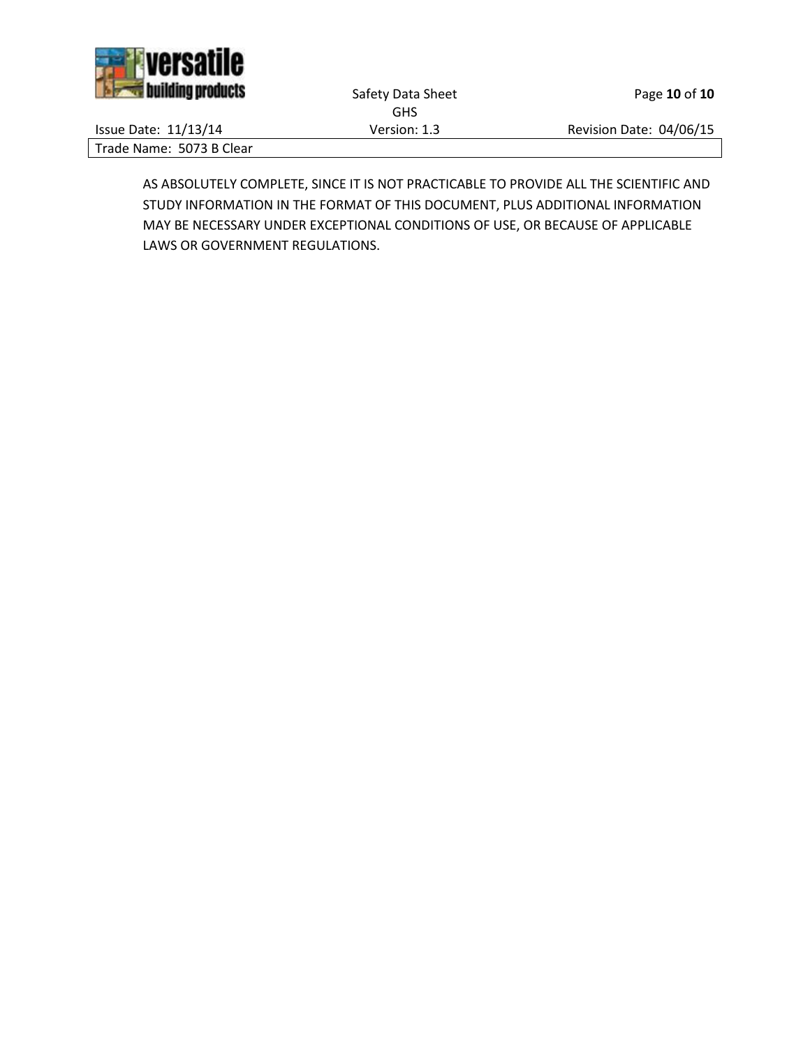AS ABSOLUTELY COMPLETE, SINCE IT IS NOT PRACTICABLE TO PROVIDE ALL THE SCIENTIFIC AND STUDY INFORMATION IN THE FORMAT OF THIS DOCUMENT, PLUS ADDITIONAL INFORMATION MAY BE NECESSARY UNDER EXCEPTIONAL CONDITIONS OF USE, OR BECAUSE OF APPLICABLE LAWS OR GOVERNMENT REGULATIONS.